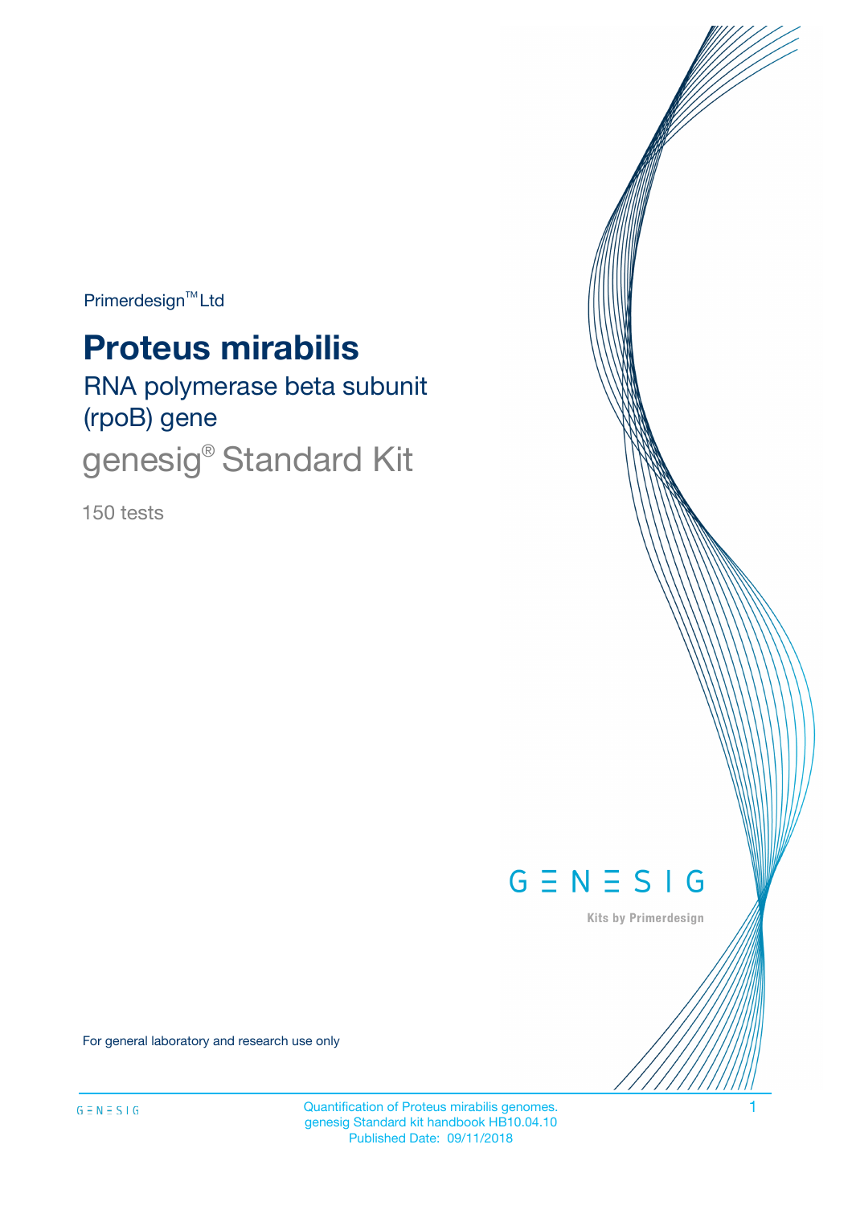Primerdesign™ Ltd

# Proteus mirabilis

## RNA polymerase beta subunit (rpoB) gene

## genesig® Standard Kit

150 tests

GENESIG

Kits by Primerdesign

For general laboratory and research use only

Quantification of Proteus mirabilis genomes.
genesig Standard kit handbook HB10.04.10
Published Date: 09/11/2018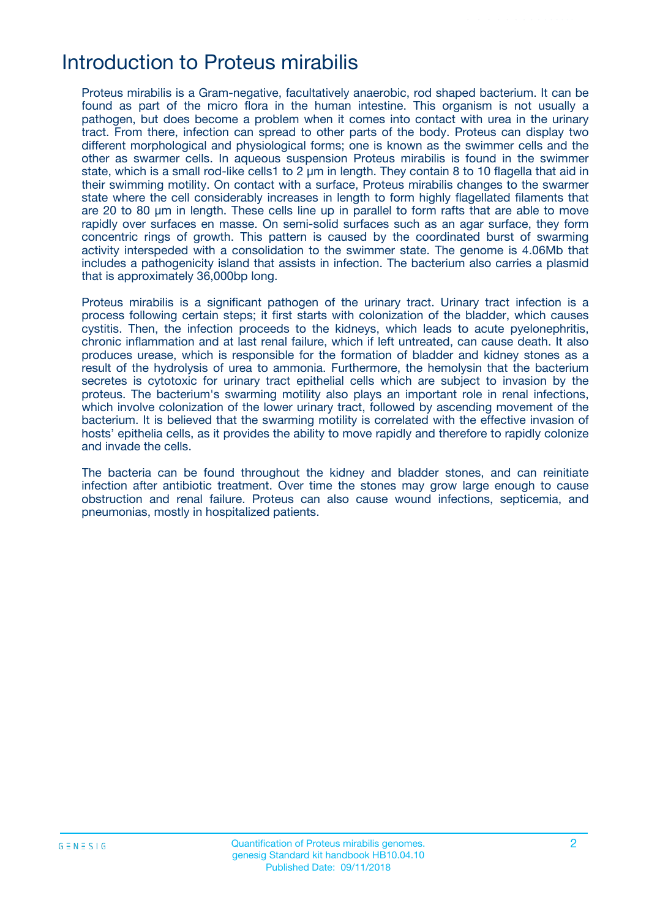# Introduction to Proteus mirabilis

Proteus mirabilis is a Gram-negative, facultatively anaerobic, rod shaped bacterium. It can be found as part of the micro flora in the human intestine. This organism is not usually a pathogen, but does become a problem when it comes into contact with urea in the urinary tract. From there, infection can spread to other parts of the body. Proteus can display two different morphological and physiological forms; one is known as the swimmer cells and the other as swarmer cells. In aqueous suspension Proteus mirabilis is found in the swimmer state, which is a small rod-like cells1 to 2 µm in length. They contain 8 to 10 flagella that aid in their swimming motility. On contact with a surface, Proteus mirabilis changes to the swarmer state where the cell considerably increases in length to form highly flagellated filaments that are 20 to 80 µm in length. These cells line up in parallel to form rafts that are able to move rapidly over surfaces en masse. On semi-solid surfaces such as an agar surface, they form concentric rings of growth. This pattern is caused by the coordinated burst of swarming activity interspeded with a consolidation to the swimmer state. The genome is 4.06Mb that includes a pathogenicity island that assists in infection. The bacterium also carries a plasmid that is approximately 36,000bp long.

Proteus mirabilis is a significant pathogen of the urinary tract. Urinary tract infection is a process following certain steps; it first starts with colonization of the bladder, which causes cystitis. Then, the infection proceeds to the kidneys, which leads to acute pyelonephritis, chronic inflammation and at last renal failure, which if left untreated, can cause death. It also produces urease, which is responsible for the formation of bladder and kidney stones as a result of the hydrolysis of urea to ammonia. Furthermore, the hemolysin that the bacterium secretes is cytotoxic for urinary tract epithelial cells which are subject to invasion by the proteus. The bacterium's swarming motility also plays an important role in renal infections, which involve colonization of the lower urinary tract, followed by ascending movement of the bacterium. It is believed that the swarming motility is correlated with the effective invasion of hosts' epithelia cells, as it provides the ability to move rapidly and therefore to rapidly colonize and invade the cells.

The bacteria can be found throughout the kidney and bladder stones, and can reinitiate infection after antibiotic treatment. Over time the stones may grow large enough to cause obstruction and renal failure. Proteus can also cause wound infections, septicemia, and pneumonias, mostly in hospitalized patients.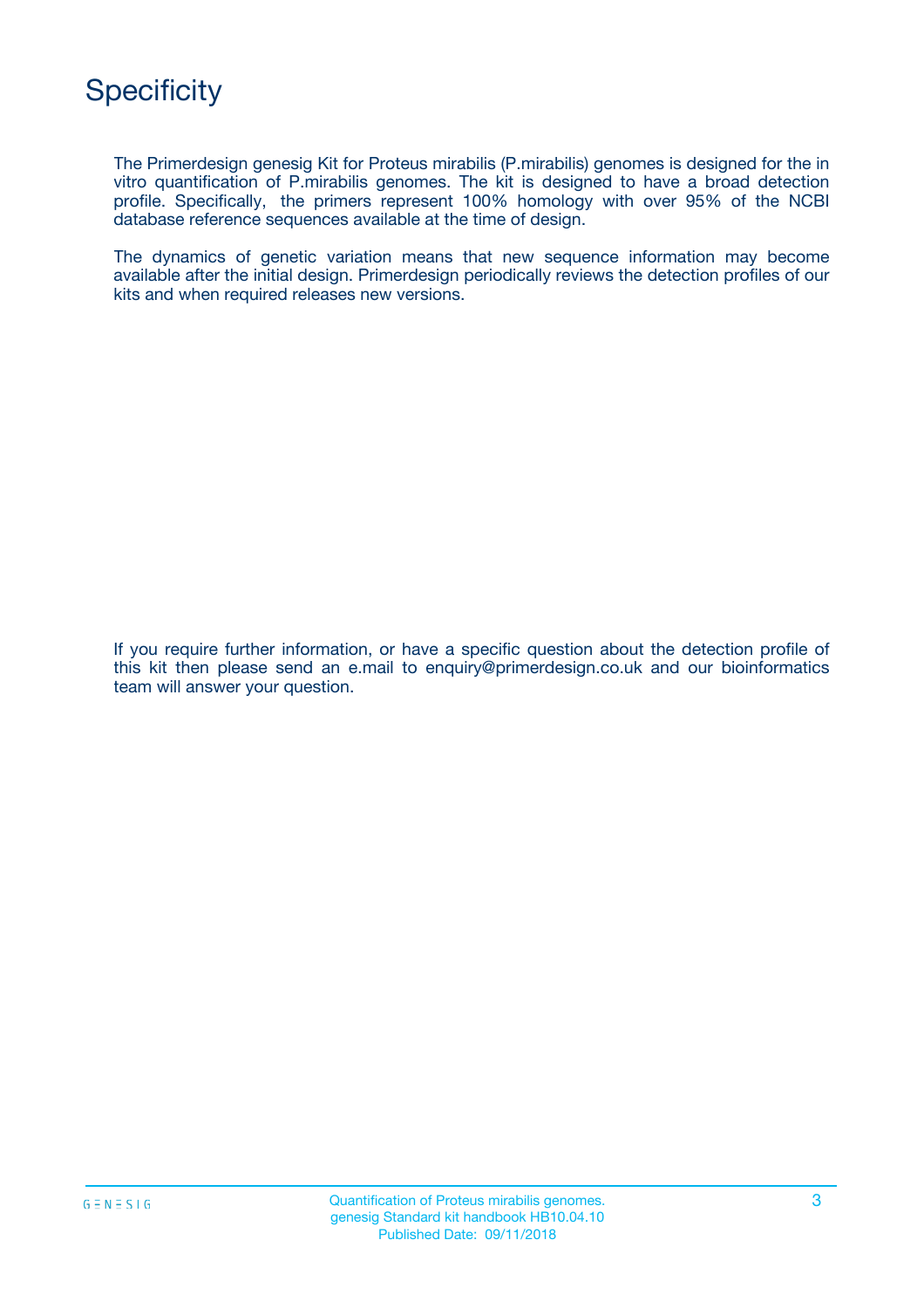# Specificity

The Primerdesign genesig Kit for Proteus mirabilis (P.mirabilis) genomes is designed for the in vitro quantification of P.mirabilis genomes. The kit is designed to have a broad detection profile. Specifically, the primers represent 100% homology with over 95% of the NCBI database reference sequences available at the time of design.

The dynamics of genetic variation means that new sequence information may become available after the initial design. Primerdesign periodically reviews the detection profiles of our kits and when required releases new versions.

If you require further information, or have a specific question about the detection profile of this kit then please send an e.mail to enquiry@primerdesign.co.uk and our bioinformatics team will answer your question.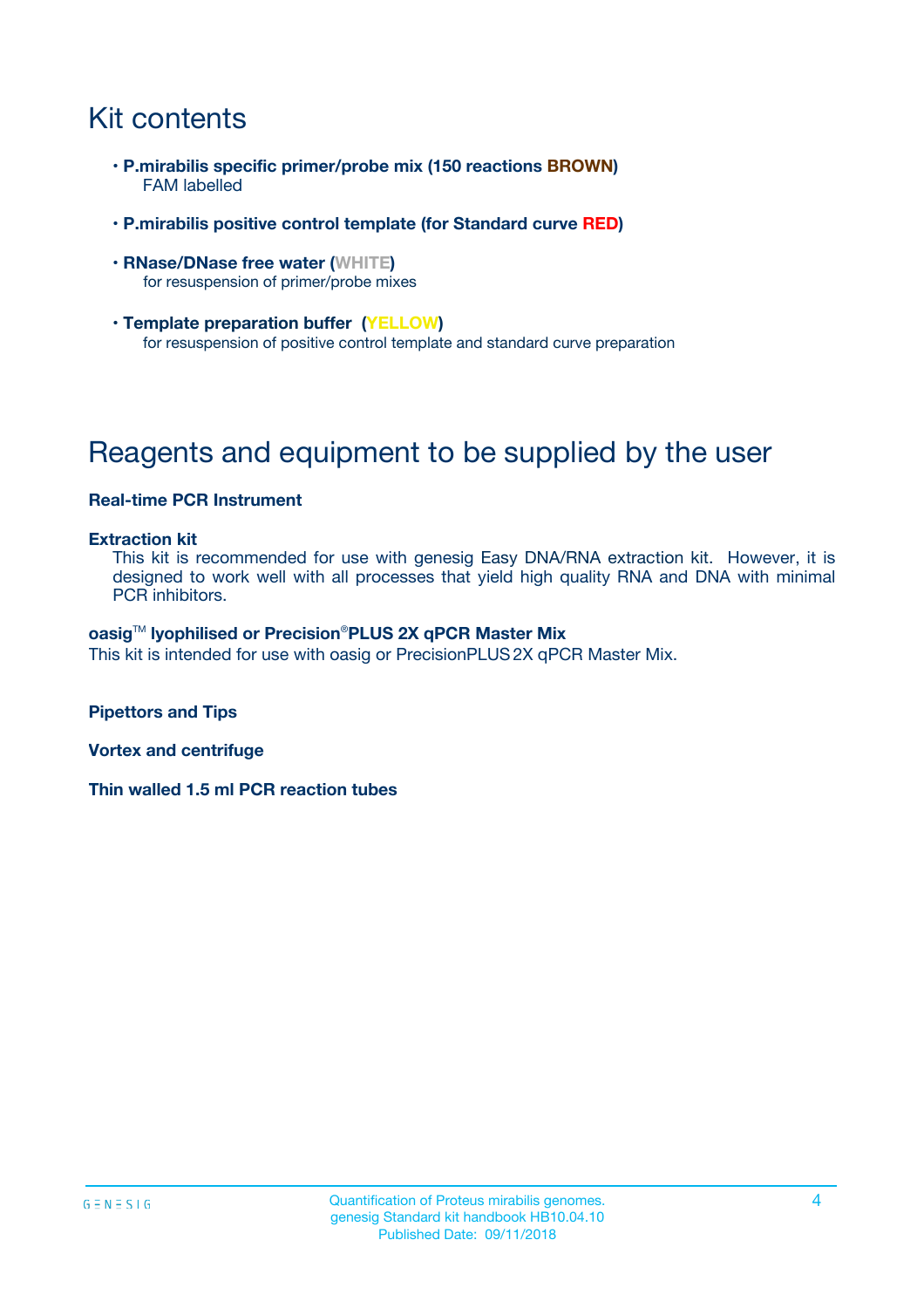# Kit contents

- **P.mirabilis specific primer/probe mix (150 reactions BROWN)**
  FAM labelled
- **P.mirabilis positive control template (for Standard curve RED)**
- **RNase/DNase free water (WHITE)**
  for resuspension of primer/probe mixes
- **Template preparation buffer (YELLOW)**
  for resuspension of positive control template and standard curve preparation

# Reagents and equipment to be supplied by the user

**Real-time PCR Instrument**

**Extraction kit**
This kit is recommended for use with genesig Easy DNA/RNA extraction kit. However, it is designed to work well with all processes that yield high quality RNA and DNA with minimal PCR inhibitors.

**oasig™ lyophilised or Precision®PLUS 2X qPCR Master Mix**
This kit is intended for use with oasig or PrecisionPLUS 2X qPCR Master Mix.

**Pipettors and Tips**

**Vortex and centrifuge**

**Thin walled 1.5 ml PCR reaction tubes**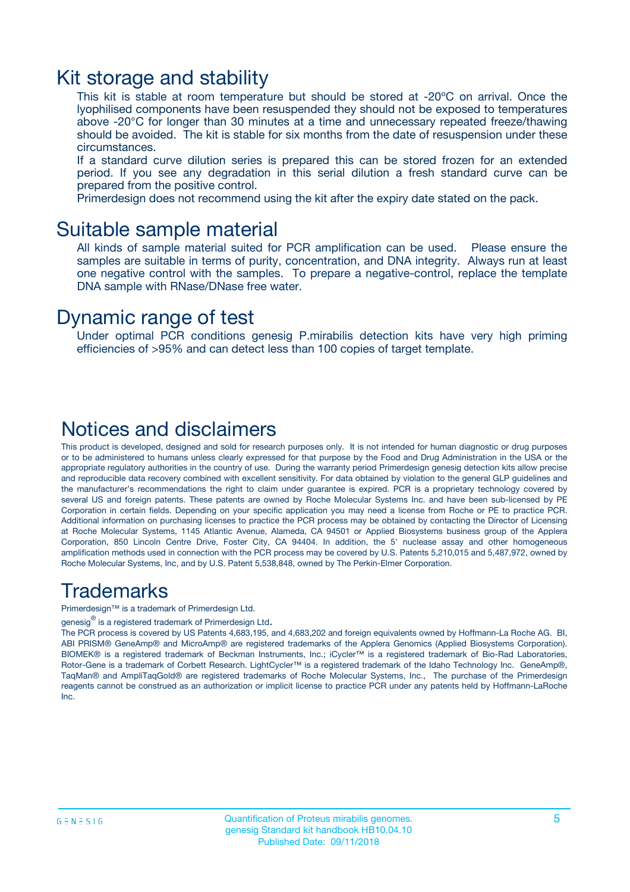## Kit storage and stability

This kit is stable at room temperature but should be stored at -20ºC on arrival. Once the lyophilised components have been resuspended they should not be exposed to temperatures above -20°C for longer than 30 minutes at a time and unnecessary repeated freeze/thawing should be avoided. The kit is stable for six months from the date of resuspension under these circumstances.

If a standard curve dilution series is prepared this can be stored frozen for an extended period. If you see any degradation in this serial dilution a fresh standard curve can be prepared from the positive control.

Primerdesign does not recommend using the kit after the expiry date stated on the pack.

## Suitable sample material

All kinds of sample material suited for PCR amplification can be used. Please ensure the samples are suitable in terms of purity, concentration, and DNA integrity. Always run at least one negative control with the samples. To prepare a negative-control, replace the template DNA sample with RNase/DNase free water.

## Dynamic range of test

Under optimal PCR conditions genesig P.mirabilis detection kits have very high priming efficiencies of >95% and can detect less than 100 copies of target template.

## Notices and disclaimers

This product is developed, designed and sold for research purposes only. It is not intended for human diagnostic or drug purposes or to be administered to humans unless clearly expressed for that purpose by the Food and Drug Administration in the USA or the appropriate regulatory authorities in the country of use. During the warranty period Primerdesign genesig detection kits allow precise and reproducible data recovery combined with excellent sensitivity. For data obtained by violation to the general GLP guidelines and the manufacturer's recommendations the right to claim under guarantee is expired. PCR is a proprietary technology covered by several US and foreign patents. These patents are owned by Roche Molecular Systems Inc. and have been sub-licensed by PE Corporation in certain fields. Depending on your specific application you may need a license from Roche or PE to practice PCR. Additional information on purchasing licenses to practice the PCR process may be obtained by contacting the Director of Licensing at Roche Molecular Systems, 1145 Atlantic Avenue, Alameda, CA 94501 or Applied Biosystems business group of the Applera Corporation, 850 Lincoln Centre Drive, Foster City, CA 94404. In addition, the 5' nuclease assay and other homogeneous amplification methods used in connection with the PCR process may be covered by U.S. Patents 5,210,015 and 5,487,972, owned by Roche Molecular Systems, Inc, and by U.S. Patent 5,538,848, owned by The Perkin-Elmer Corporation.

## Trademarks

Primerdesign™ is a trademark of Primerdesign Ltd.

genesig® is a registered trademark of Primerdesign Ltd.

The PCR process is covered by US Patents 4,683,195, and 4,683,202 and foreign equivalents owned by Hoffmann-La Roche AG. BI, ABI PRISM® GeneAmp® and MicroAmp® are registered trademarks of the Applera Genomics (Applied Biosystems Corporation). BIOMEK® is a registered trademark of Beckman Instruments, Inc.; iCycler™ is a registered trademark of Bio-Rad Laboratories, Rotor-Gene is a trademark of Corbett Research. LightCycler™ is a registered trademark of the Idaho Technology Inc. GeneAmp®, TaqMan® and AmpliTaqGold® are registered trademarks of Roche Molecular Systems, Inc., The purchase of the Primerdesign reagents cannot be construed as an authorization or implicit license to practice PCR under any patents held by Hoffmann-LaRoche Inc.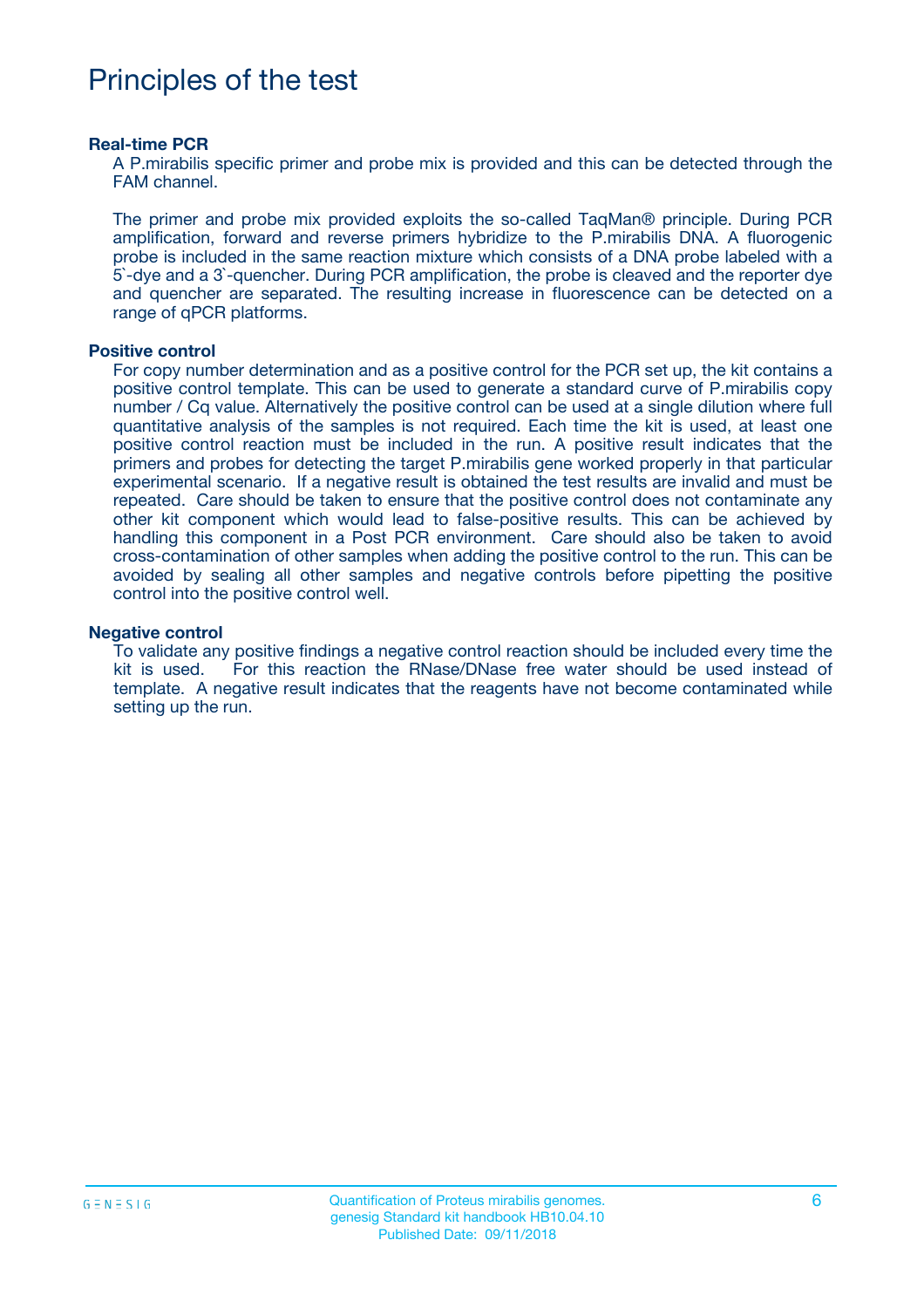# Principles of the test

### Real-time PCR

A P.mirabilis specific primer and probe mix is provided and this can be detected through the FAM channel.

The primer and probe mix provided exploits the so-called TaqMan® principle. During PCR amplification, forward and reverse primers hybridize to the P.mirabilis DNA. A fluorogenic probe is included in the same reaction mixture which consists of a DNA probe labeled with a 5`-dye and a 3`-quencher. During PCR amplification, the probe is cleaved and the reporter dye and quencher are separated. The resulting increase in fluorescence can be detected on a range of qPCR platforms.

### Positive control

For copy number determination and as a positive control for the PCR set up, the kit contains a positive control template. This can be used to generate a standard curve of P.mirabilis copy number / Cq value. Alternatively the positive control can be used at a single dilution where full quantitative analysis of the samples is not required. Each time the kit is used, at least one positive control reaction must be included in the run. A positive result indicates that the primers and probes for detecting the target P.mirabilis gene worked properly in that particular experimental scenario. If a negative result is obtained the test results are invalid and must be repeated. Care should be taken to ensure that the positive control does not contaminate any other kit component which would lead to false-positive results. This can be achieved by handling this component in a Post PCR environment. Care should also be taken to avoid cross-contamination of other samples when adding the positive control to the run. This can be avoided by sealing all other samples and negative controls before pipetting the positive control into the positive control well.

### Negative control

To validate any positive findings a negative control reaction should be included every time the kit is used. For this reaction the RNase/DNase free water should be used instead of template. A negative result indicates that the reagents have not become contaminated while setting up the run.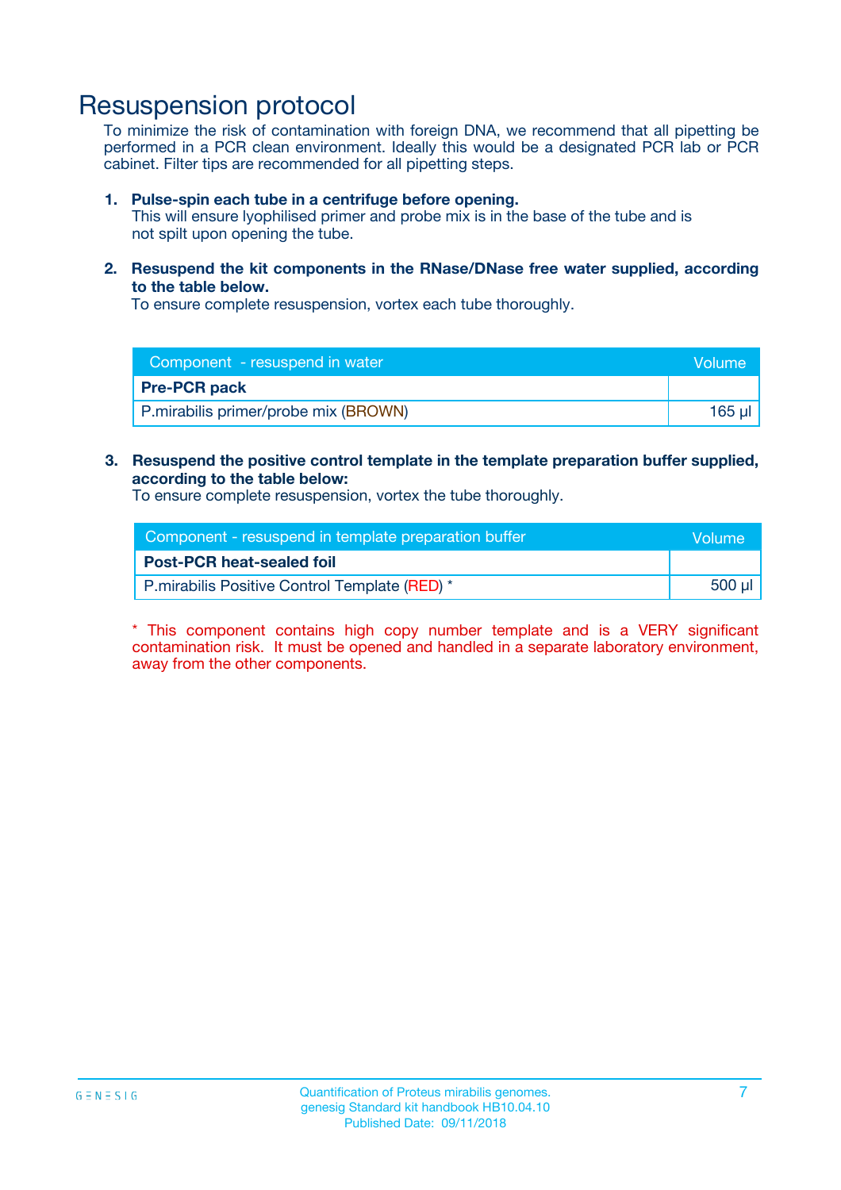# Resuspension protocol

To minimize the risk of contamination with foreign DNA, we recommend that all pipetting be performed in a PCR clean environment. Ideally this would be a designated PCR lab or PCR cabinet. Filter tips are recommended for all pipetting steps.

1. **Pulse-spin each tube in a centrifuge before opening.**
   This will ensure lyophilised primer and probe mix is in the base of the tube and is not spilt upon opening the tube.

2. **Resuspend the kit components in the RNase/DNase free water supplied, according to the table below.**
   To ensure complete resuspension, vortex each tube thoroughly.

| Component - resuspend in water | Volume |
|---|---|
| **Pre-PCR pack** | |
| P.mirabilis primer/probe mix (BROWN) | 165 µl |

3. **Resuspend the positive control template in the template preparation buffer supplied, according to the table below:**
   To ensure complete resuspension, vortex the tube thoroughly.

| Component - resuspend in template preparation buffer | Volume |
|---|---|
| **Post-PCR heat-sealed foil** | |
| P.mirabilis Positive Control Template (RED) * | 500 µl |

* This component contains high copy number template and is a VERY significant contamination risk. It must be opened and handled in a separate laboratory environment, away from the other components.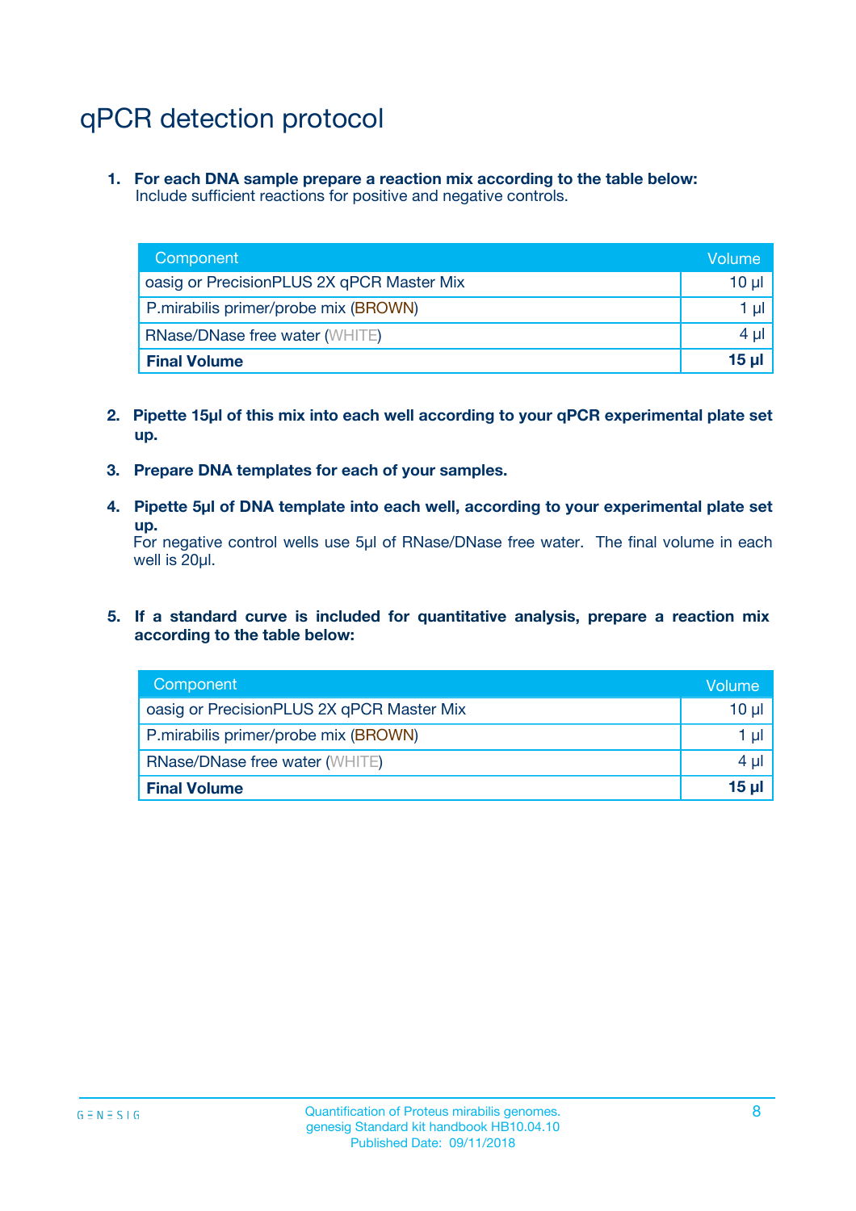# qPCR detection protocol

1. **For each DNA sample prepare a reaction mix according to the table below:**
   Include sufficient reactions for positive and negative controls.

| Component | Volume |
|---|---|
| oasig or PrecisionPLUS 2X qPCR Master Mix | 10 µl |
| P.mirabilis primer/probe mix (BROWN) | 1 µl |
| RNase/DNase free water (WHITE) | 4 µl |
| **Final Volume** | **15 µl** |

2. **Pipette 15µl of this mix into each well according to your qPCR experimental plate set up.**

3. **Prepare DNA templates for each of your samples.**

4. **Pipette 5µl of DNA template into each well, according to your experimental plate set up.**
   For negative control wells use 5µl of RNase/DNase free water. The final volume in each well is 20µl.

5. **If a standard curve is included for quantitative analysis, prepare a reaction mix according to the table below:**

| Component | Volume |
|---|---|
| oasig or PrecisionPLUS 2X qPCR Master Mix | 10 µl |
| P.mirabilis primer/probe mix (BROWN) | 1 µl |
| RNase/DNase free water (WHITE) | 4 µl |
| **Final Volume** | **15 µl** |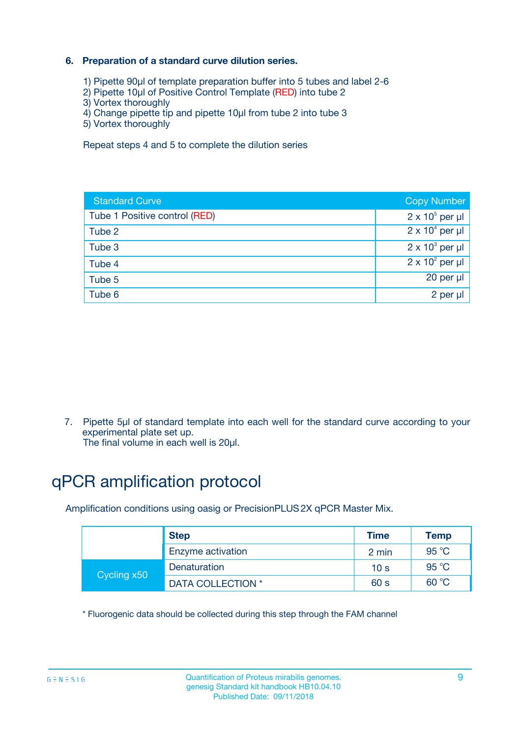### 6. Preparation of a standard curve dilution series.

1) Pipette 90µl of template preparation buffer into 5 tubes and label 2-6
2) Pipette 10µl of Positive Control Template (RED) into tube 2
3) Vortex thoroughly
4) Change pipette tip and pipette 10µl from tube 2 into tube 3
5) Vortex thoroughly

Repeat steps 4 and 5 to complete the dilution series

| Standard Curve | Copy Number |
|---|---|
| Tube 1 Positive control (RED) | $2 \times 10^5$ per µl |
| Tube 2 | $2 \times 10^4$ per µl |
| Tube 3 | $2 \times 10^3$ per µl |
| Tube 4 | $2 \times 10^2$ per µl |
| Tube 5 | 20 per µl |
| Tube 6 | 2 per µl |

7. Pipette 5µl of standard template into each well for the standard curve according to your experimental plate set up.
The final volume in each well is 20µl.

# qPCR amplification protocol

Amplification conditions using oasig or PrecisionPLUS 2X qPCR Master Mix.

| | Step | Time | Temp |
|---|---|---|---|
| | Enzyme activation | 2 min | 95 °C |
| Cycling x50 | Denaturation | 10 s | 95 °C |
| | DATA COLLECTION * | 60 s | 60 °C |

* Fluorogenic data should be collected during this step through the FAM channel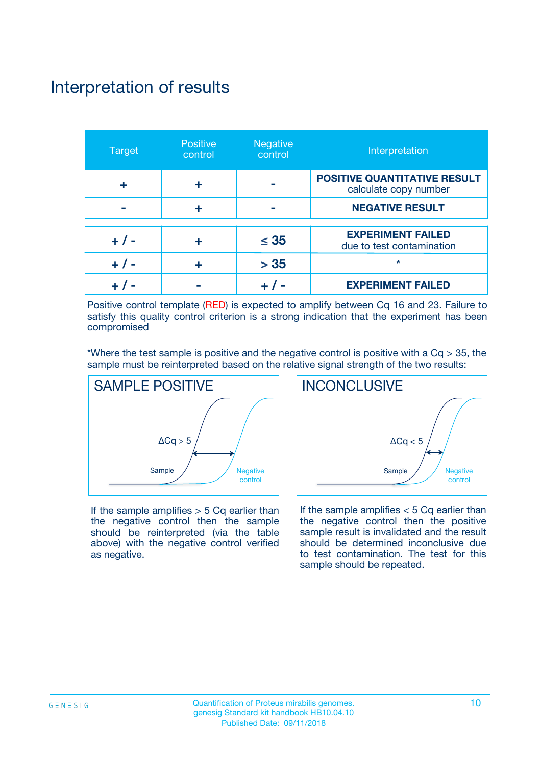# Interpretation of results

| Target | Positive control | Negative control | Interpretation |
|---|---|---|---|
| + | + | - | **POSITIVE QUANTITATIVE RESULT** calculate copy number |
| - | + | - | **NEGATIVE RESULT** |
| + / - | + | ≤ 35 | **EXPERIMENT FAILED** due to test contamination |
| + / - | + | > 35 | * |
| + / - | - | + / - | **EXPERIMENT FAILED** |

Positive control template (RED) is expected to amplify between Cq 16 and 23. Failure to satisfy this quality control criterion is a strong indication that the experiment has been compromised

*Where the test sample is positive and the negative control is positive with a Cq > 35, the sample must be reinterpreted based on the relative signal strength of the two results:

SAMPLE POSITIVE

ΔCq > 5

Sample

Negative control

If the sample amplifies > 5 Cq earlier than the negative control then the sample should be reinterpreted (via the table above) with the negative control verified as negative.

INCONCLUSIVE

ΔCq < 5

Sample

Negative control

If the sample amplifies < 5 Cq earlier than the negative control then the positive sample result is invalidated and the result should be determined inconclusive due to test contamination. The test for this sample should be repeated.